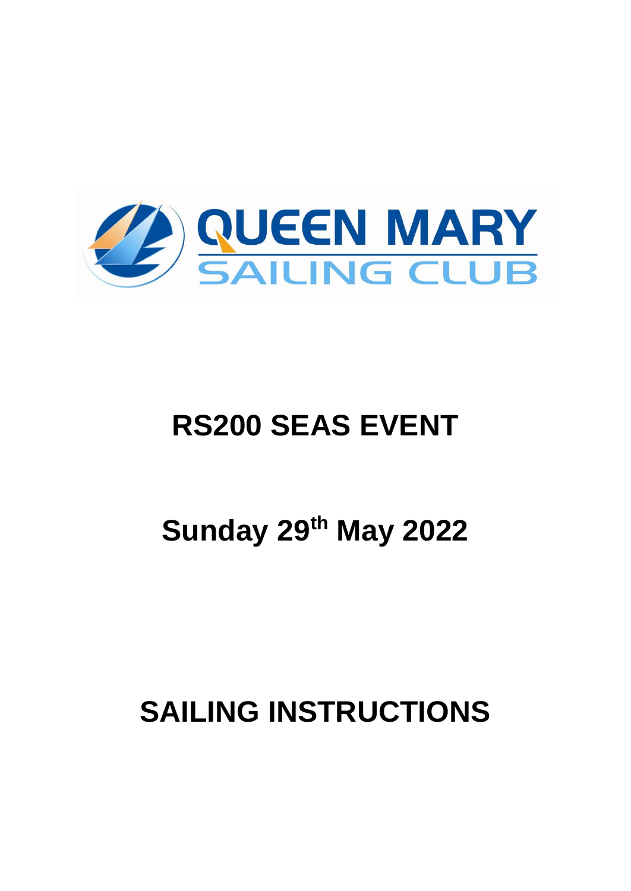QUEEN MARY SAILING CLUB

# RS200 SEAS EVENT

# Sunday 29th May 2022

# SAILING INSTRUCTIONS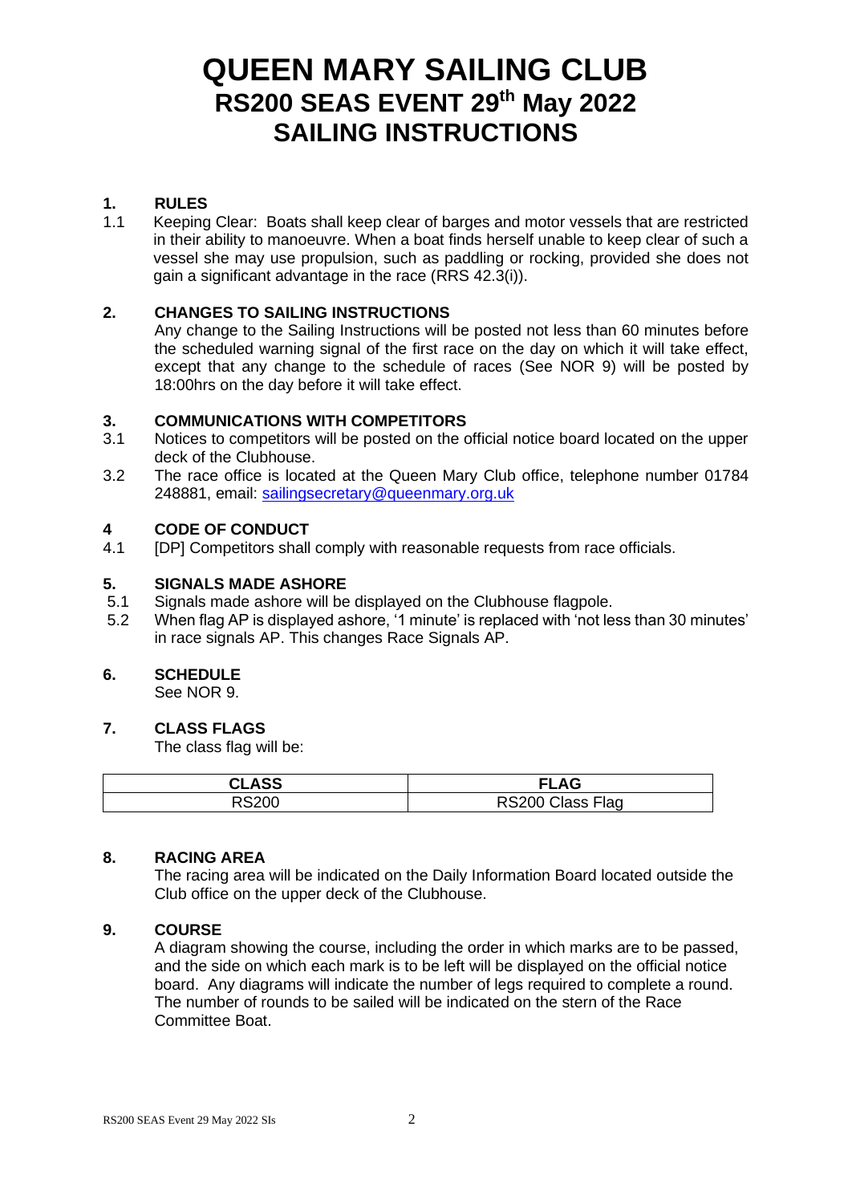# QUEEN MARY SAILING CLUB
## RS200 SEAS EVENT 29th May 2022
## SAILING INSTRUCTIONS

### 1. RULES

1.1 Keeping Clear: Boats shall keep clear of barges and motor vessels that are restricted in their ability to manoeuvre. When a boat finds herself unable to keep clear of such a vessel she may use propulsion, such as paddling or rocking, provided she does not gain a significant advantage in the race (RRS 42.3(i)).

### 2. CHANGES TO SAILING INSTRUCTIONS

Any change to the Sailing Instructions will be posted not less than 60 minutes before the scheduled warning signal of the first race on the day on which it will take effect, except that any change to the schedule of races (See NOR 9) will be posted by 18:00hrs on the day before it will take effect.

### 3. COMMUNICATIONS WITH COMPETITORS

3.1 Notices to competitors will be posted on the official notice board located on the upper deck of the Clubhouse.

3.2 The race office is located at the Queen Mary Club office, telephone number 01784 248881, email: sailingsecretary@queenmary.org.uk

### 4 CODE OF CONDUCT

4.1 [DP] Competitors shall comply with reasonable requests from race officials.

### 5. SIGNALS MADE ASHORE

5.1 Signals made ashore will be displayed on the Clubhouse flagpole.

5.2 When flag AP is displayed ashore, '1 minute' is replaced with 'not less than 30 minutes' in race signals AP. This changes Race Signals AP.

### 6. SCHEDULE

See NOR 9.

### 7. CLASS FLAGS

The class flag will be:

| CLASS | FLAG |
|---|---|
| RS200 | RS200 Class Flag |

### 8. RACING AREA

The racing area will be indicated on the Daily Information Board located outside the Club office on the upper deck of the Clubhouse.

### 9. COURSE

A diagram showing the course, including the order in which marks are to be passed, and the side on which each mark is to be left will be displayed on the official notice board. Any diagrams will indicate the number of legs required to complete a round. The number of rounds to be sailed will be indicated on the stern of the Race Committee Boat.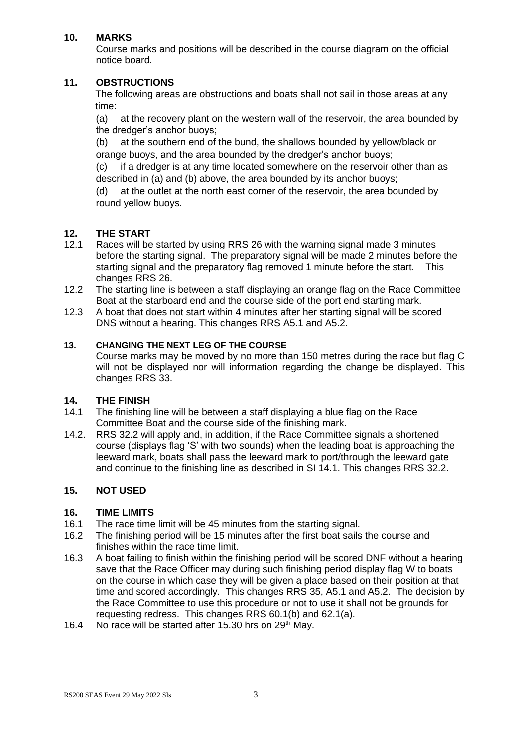## 10. MARKS

Course marks and positions will be described in the course diagram on the official notice board.

## 11. OBSTRUCTIONS

The following areas are obstructions and boats shall not sail in those areas at any time:

(a) at the recovery plant on the western wall of the reservoir, the area bounded by the dredger's anchor buoys;

(b) at the southern end of the bund, the shallows bounded by yellow/black or orange buoys, and the area bounded by the dredger's anchor buoys;

(c) if a dredger is at any time located somewhere on the reservoir other than as described in (a) and (b) above, the area bounded by its anchor buoys;

(d) at the outlet at the north east corner of the reservoir, the area bounded by round yellow buoys.

## 12. THE START

12.1 Races will be started by using RRS 26 with the warning signal made 3 minutes before the starting signal. The preparatory signal will be made 2 minutes before the starting signal and the preparatory flag removed 1 minute before the start. This changes RRS 26.

12.2 The starting line is between a staff displaying an orange flag on the Race Committee Boat at the starboard end and the course side of the port end starting mark.

12.3 A boat that does not start within 4 minutes after her starting signal will be scored DNS without a hearing. This changes RRS A5.1 and A5.2.

## 13. CHANGING THE NEXT LEG OF THE COURSE

Course marks may be moved by no more than 150 metres during the race but flag C will not be displayed nor will information regarding the change be displayed. This changes RRS 33.

## 14. THE FINISH

14.1 The finishing line will be between a staff displaying a blue flag on the Race Committee Boat and the course side of the finishing mark.

14.2. RRS 32.2 will apply and, in addition, if the Race Committee signals a shortened course (displays flag 'S' with two sounds) when the leading boat is approaching the leeward mark, boats shall pass the leeward mark to port/through the leeward gate and continue to the finishing line as described in SI 14.1. This changes RRS 32.2.

## 15. NOT USED

## 16. TIME LIMITS

16.1 The race time limit will be 45 minutes from the starting signal.

16.2 The finishing period will be 15 minutes after the first boat sails the course and finishes within the race time limit.

16.3 A boat failing to finish within the finishing period will be scored DNF without a hearing save that the Race Officer may during such finishing period display flag W to boats on the course in which case they will be given a place based on their position at that time and scored accordingly. This changes RRS 35, A5.1 and A5.2. The decision by the Race Committee to use this procedure or not to use it shall not be grounds for requesting redress. This changes RRS 60.1(b) and 62.1(a).

16.4 No race will be started after 15.30 hrs on 29th May.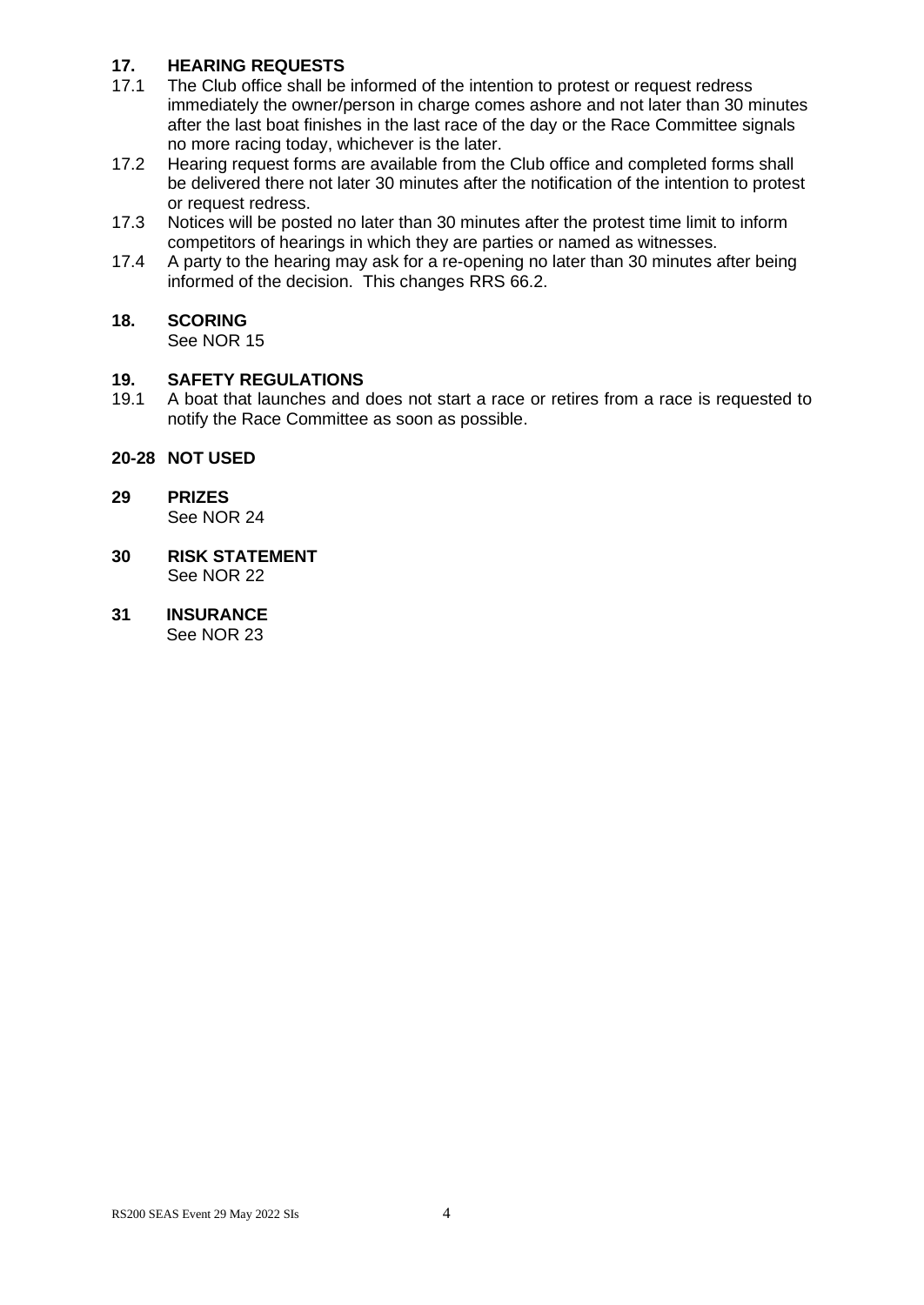## 17. HEARING REQUESTS

17.1 The Club office shall be informed of the intention to protest or request redress immediately the owner/person in charge comes ashore and not later than 30 minutes after the last boat finishes in the last race of the day or the Race Committee signals no more racing today, whichever is the later.

17.2 Hearing request forms are available from the Club office and completed forms shall be delivered there not later 30 minutes after the notification of the intention to protest or request redress.

17.3 Notices will be posted no later than 30 minutes after the protest time limit to inform competitors of hearings in which they are parties or named as witnesses.

17.4 A party to the hearing may ask for a re-opening no later than 30 minutes after being informed of the decision. This changes RRS 66.2.

## 18. SCORING

See NOR 15

## 19. SAFETY REGULATIONS

19.1 A boat that launches and does not start a race or retires from a race is requested to notify the Race Committee as soon as possible.

## 20-28 NOT USED

## 29 PRIZES

See NOR 24

## 30 RISK STATEMENT

See NOR 22

## 31 INSURANCE

See NOR 23